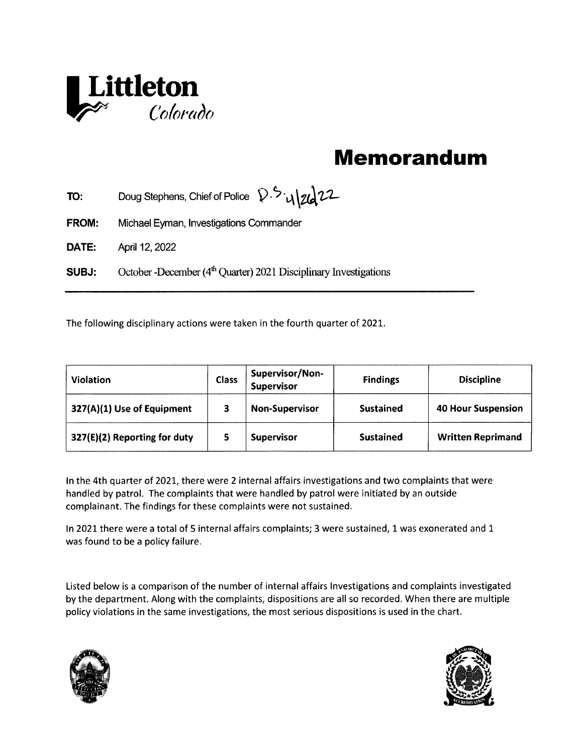**Littleton** *Colorado*

# Memorandum

**TO:** Doug Stephens, Chief of Police D.S. 4/26/22

**FROM:** Michael Eyman, Investigations Commander

**DATE:** April 12, 2022

**SUBJ:** October -December (4th Quarter) 2021 Disciplinary Investigations

---

The following disciplinary actions were taken in the fourth quarter of 2021.

| Violation | Class | Supervisor/Non-Supervisor | Findings | Discipline |
| --- | --- | --- | --- | --- |
| **327(A)(1) Use of Equipment** | **3** | **Non-Supervisor** | **Sustained** | **40 Hour Suspension** |
| **327(E)(2) Reporting for duty** | **5** | **Supervisor** | **Sustained** | **Written Reprimand** |

In the 4th quarter of 2021, there were 2 internal affairs investigations and two complaints that were handled by patrol. The complaints that were handled by patrol were initiated by an outside complainant. The findings for these complaints were not sustained.

In 2021 there were a total of 5 internal affairs complaints; 3 were sustained, 1 was exonerated and 1 was found to be a policy failure.

Listed below is a comparison of the number of internal affairs Investigations and complaints investigated by the department. Along with the complaints, dispositions are all so recorded. When there are multiple policy violations in the same investigations, the most serious dispositions is used in the chart.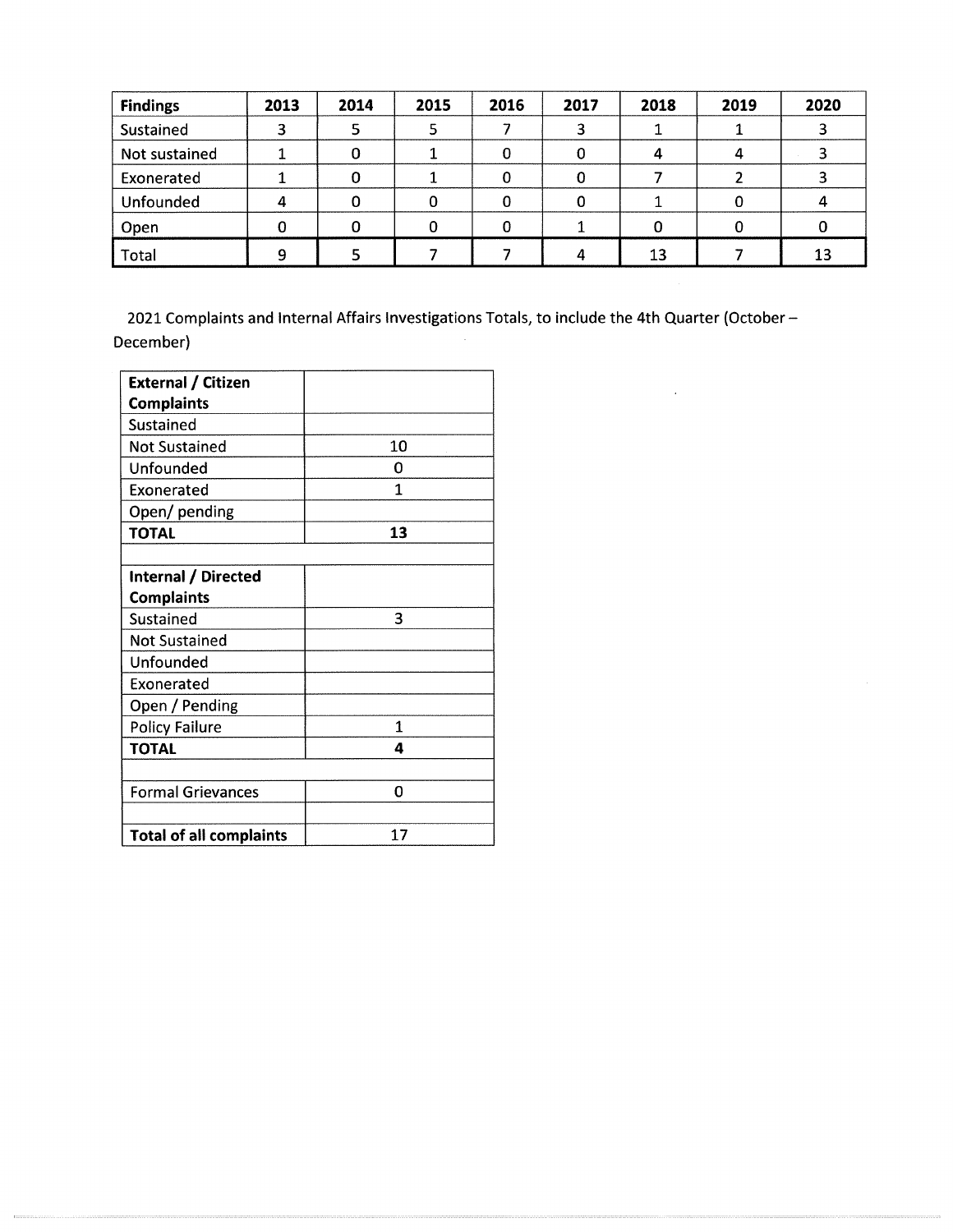| Findings | 2013 | 2014 | 2015 | 2016 | 2017 | 2018 | 2019 | 2020 |
|---|---|---|---|---|---|---|---|---|
| Sustained | 3 | 5 | 5 | 7 | 3 | 1 | 1 | 3 |
| Not sustained | 1 | 0 | 1 | 0 | 0 | 4 | 4 | 3 |
| Exonerated | 1 | 0 | 1 | 0 | 0 | 7 | 2 | 3 |
| Unfounded | 4 | 0 | 0 | 0 | 0 | 1 | 0 | 4 |
| Open | 0 | 0 | 0 | 0 | 1 | 0 | 0 | 0 |
| Total | 9 | 5 | 7 | 7 | 4 | 13 | 7 | 13 |

2021 Complaints and Internal Affairs Investigations Totals, to include the 4th Quarter (October – December)

| | |
|---|---|
| **External / Citizen Complaints** | |
| Sustained | |
| Not Sustained | 10 |
| Unfounded | 0 |
| Exonerated | 1 |
| Open/ pending | |
| **TOTAL** | **13** |
| | |
| **Internal / Directed Complaints** | |
| Sustained | 3 |
| Not Sustained | |
| Unfounded | |
| Exonerated | |
| Open / Pending | |
| Policy Failure | 1 |
| **TOTAL** | **4** |
| | |
| Formal Grievances | 0 |
| | |
| **Total of all complaints** | 17 |